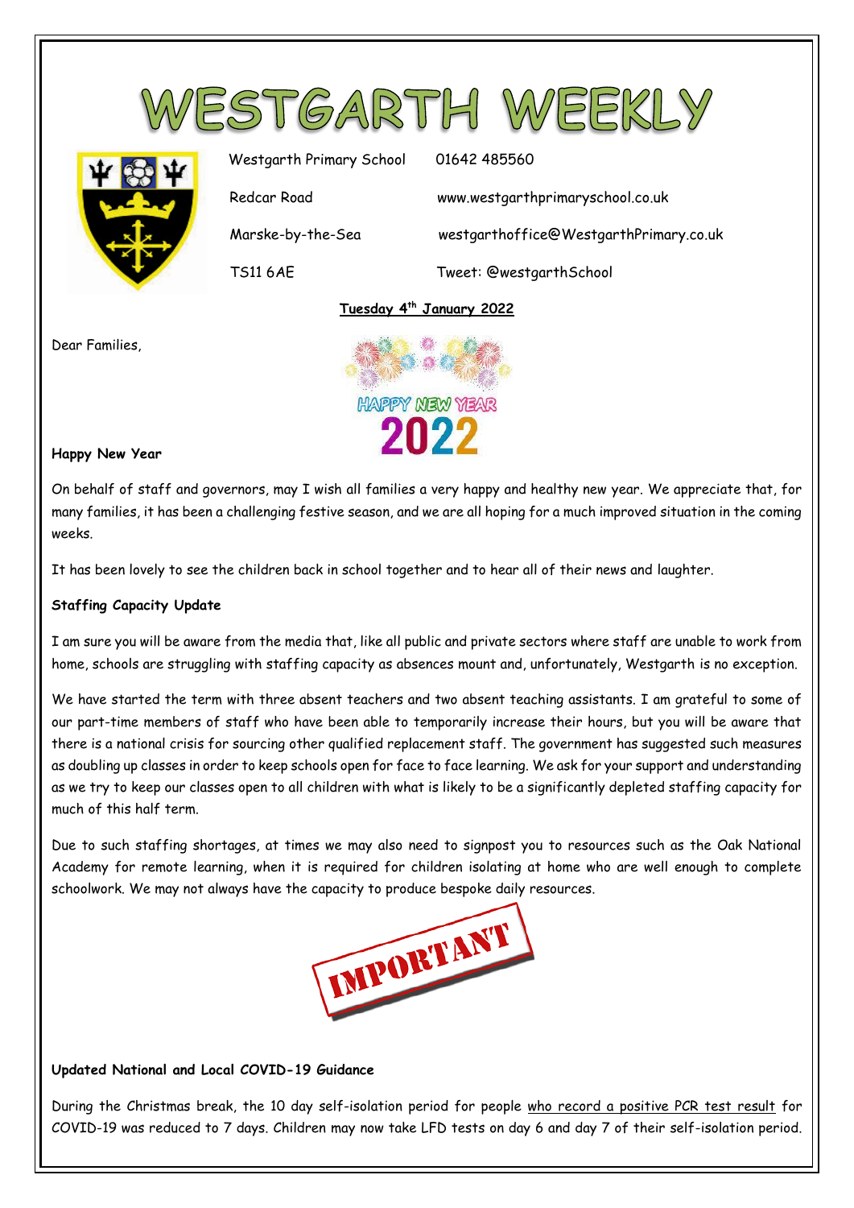# WESTGARTH WEEKLY

| | |
|---|---|
| Westgarth Primary School | 01642 485560 |
| Redcar Road | www.westgarthprimaryschool.co.uk |
| Marske-by-the-Sea | westgarthoffice@WestgarthPrimary.co.uk |
| TS11 6AE | Tweet: @westgarthSchool |

**Tuesday 4th January 2022**

Dear Families,

HAPPY NEW YEAR 2022

**Happy New Year**

On behalf of staff and governors, may I wish all families a very happy and healthy new year. We appreciate that, for many families, it has been a challenging festive season, and we are all hoping for a much improved situation in the coming weeks.

It has been lovely to see the children back in school together and to hear all of their news and laughter.

**Staffing Capacity Update**

I am sure you will be aware from the media that, like all public and private sectors where staff are unable to work from home, schools are struggling with staffing capacity as absences mount and, unfortunately, Westgarth is no exception.

We have started the term with three absent teachers and two absent teaching assistants. I am grateful to some of our part-time members of staff who have been able to temporarily increase their hours, but you will be aware that there is a national crisis for sourcing other qualified replacement staff. The government has suggested such measures as doubling up classes in order to keep schools open for face to face learning. We ask for your support and understanding as we try to keep our classes open to all children with what is likely to be a significantly depleted staffing capacity for much of this half term.

Due to such staffing shortages, at times we may also need to signpost you to resources such as the Oak National Academy for remote learning, when it is required for children isolating at home who are well enough to complete schoolwork. We may not always have the capacity to produce bespoke daily resources.

IMPORTANT

**Updated National and Local COVID-19 Guidance**

During the Christmas break, the 10 day self-isolation period for people who record a positive PCR test result for COVID-19 was reduced to 7 days. Children may now take LFD tests on day 6 and day 7 of their self-isolation period.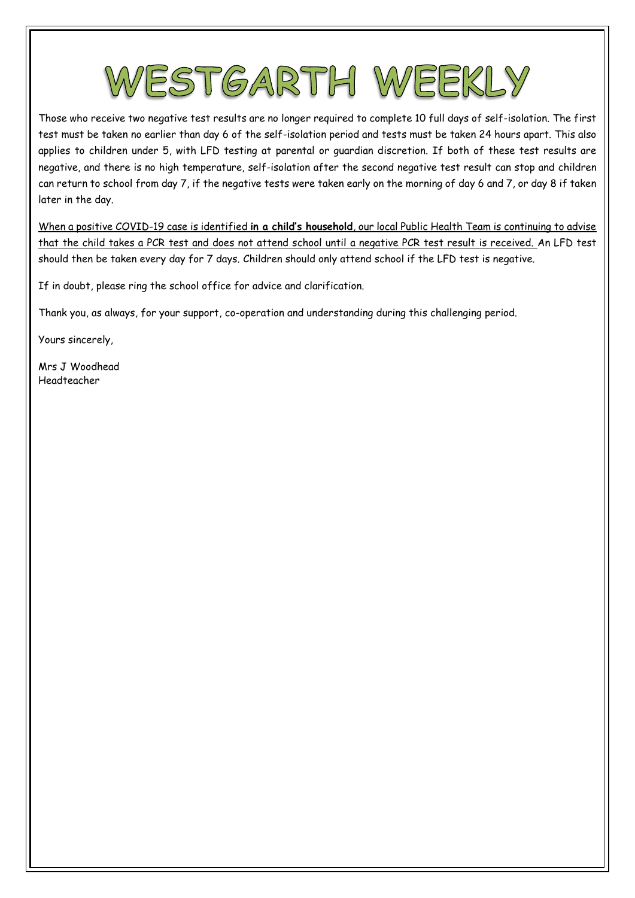# WESTGARTH WEEKLY

Those who receive two negative test results are no longer required to complete 10 full days of self-isolation. The first test must be taken no earlier than day 6 of the self-isolation period and tests must be taken 24 hours apart. This also applies to children under 5, with LFD testing at parental or guardian discretion. If both of these test results are negative, and there is no high temperature, self-isolation after the second negative test result can stop and children can return to school from day 7, if the negative tests were taken early on the morning of day 6 and 7, or day 8 if taken later in the day.

<u>When a positive COVID-19 case is identified **in a child's household**, our local Public Health Team is continuing to advise that the child takes a PCR test and does not attend school until a negative PCR test result is received.</u> An LFD test should then be taken every day for 7 days. Children should only attend school if the LFD test is negative.

If in doubt, please ring the school office for advice and clarification.

Thank you, as always, for your support, co-operation and understanding during this challenging period.

Yours sincerely,

Mrs J Woodhead
Headteacher